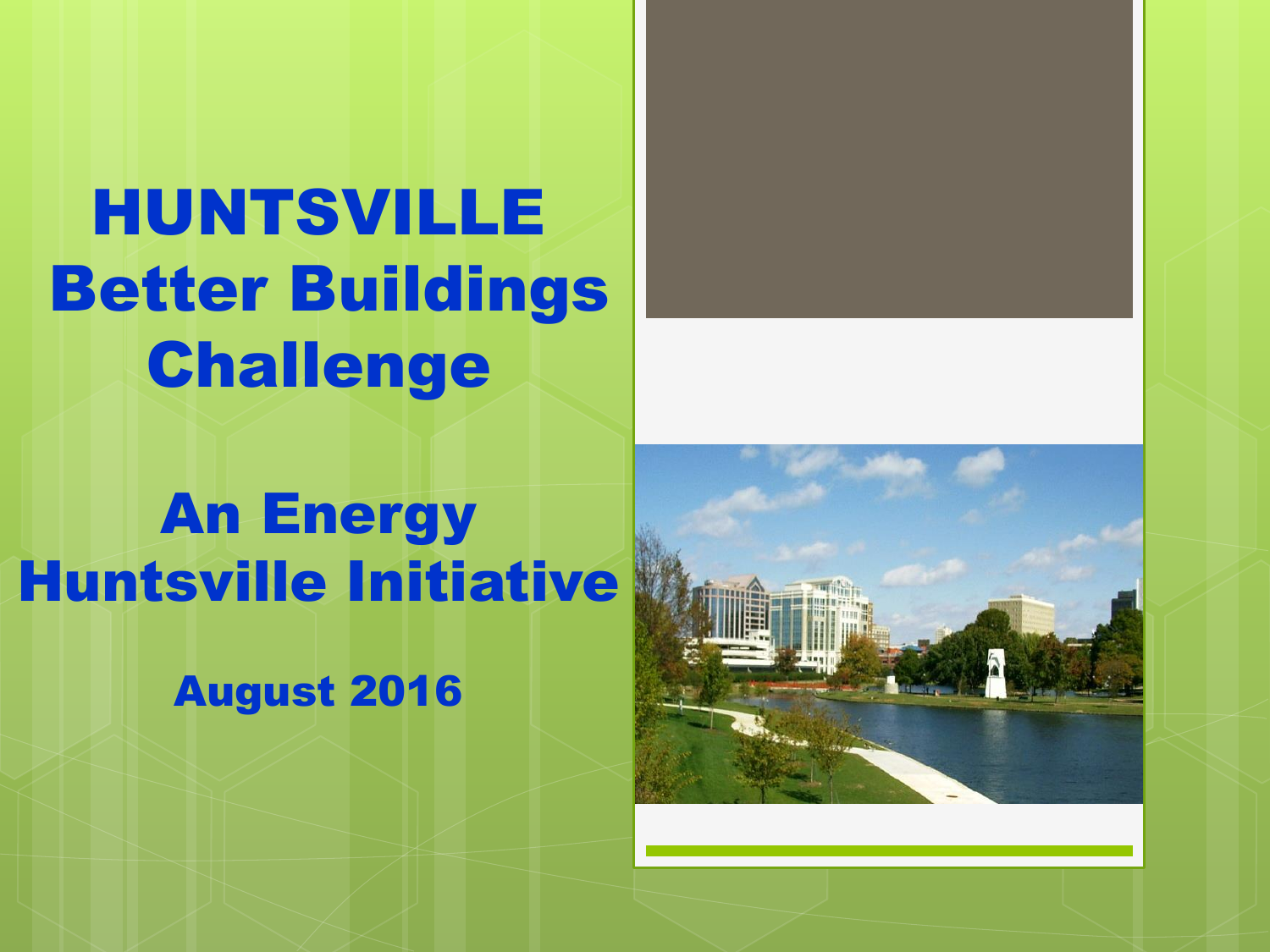# HUNTSVILLE Better Buildings Challenge

## An Energy Huntsville Initiative

**August 2016**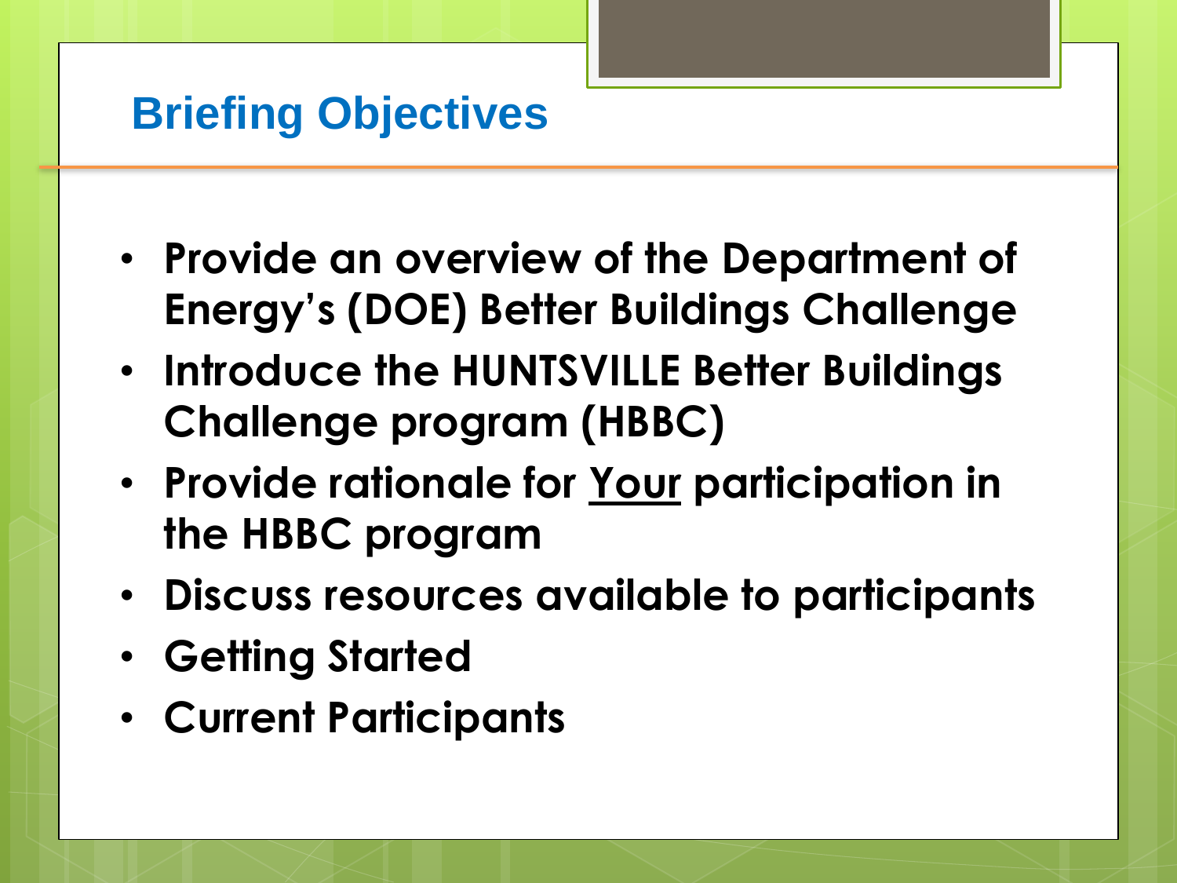## Briefing Objectives

- **Provide an overview of the Department of Energy's (DOE) Better Buildings Challenge**
- **Introduce the HUNTSVILLE Better Buildings Challenge program (HBBC)**
- **Provide rationale for <u>Your</u> participation in the HBBC program**
- **Discuss resources available to participants**
- **Getting Started**
- **Current Participants**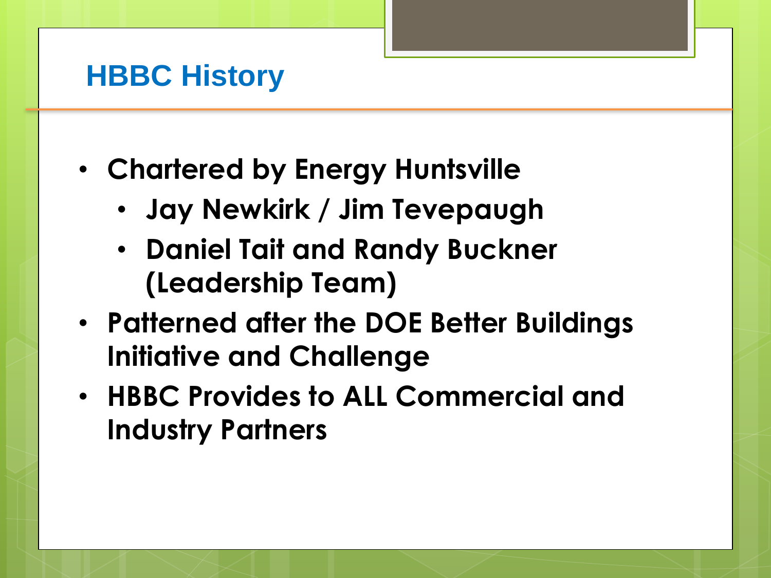# HBBC History

- **Chartered by Energy Huntsville**
  - **Jay Newkirk / Jim Tevepaugh**
  - **Daniel Tait and Randy Buckner (Leadership Team)**
- **Patterned after the DOE Better Buildings Initiative and Challenge**
- **HBBC Provides to ALL Commercial and Industry Partners**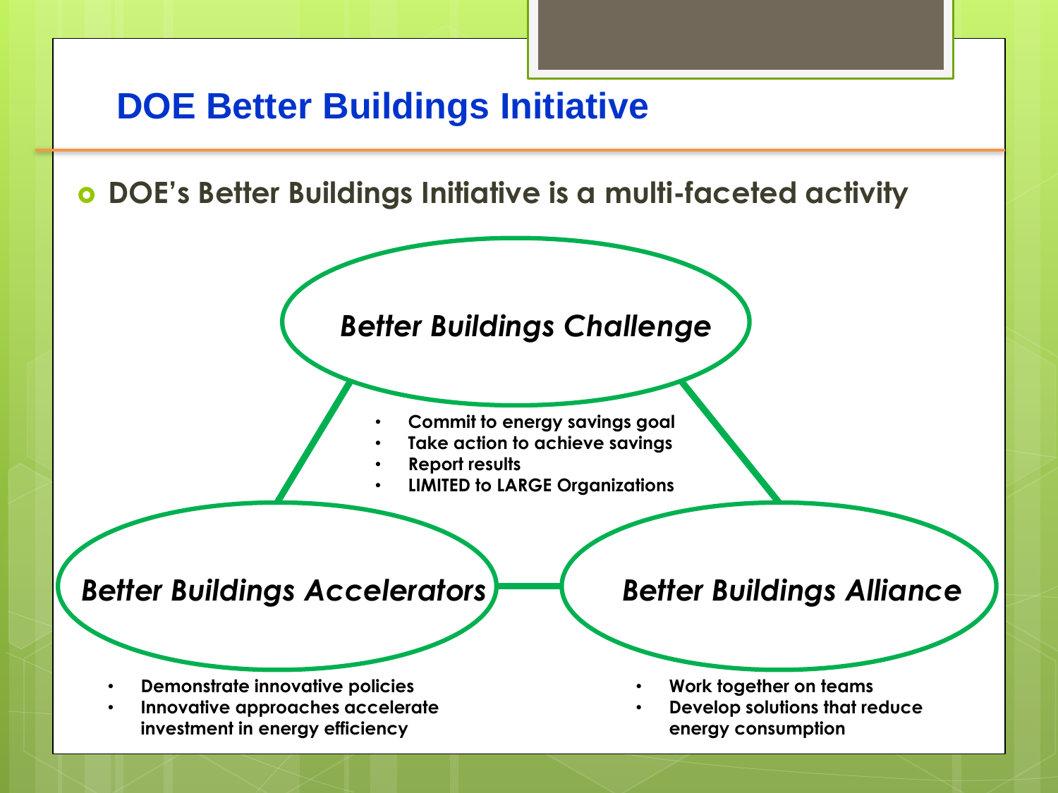# DOE Better Buildings Initiative

- **DOE's Better Buildings Initiative is a multi-faceted activity**

***Better Buildings Challenge***

- **Commit to energy savings goal**
- **Take action to achieve savings**
- **Report results**
- **LIMITED to LARGE Organizations**

***Better Buildings Accelerators***

- **Demonstrate innovative policies**
- **Innovative approaches accelerate investment in energy efficiency**

***Better Buildings Alliance***

- **Work together on teams**
- **Develop solutions that reduce energy consumption**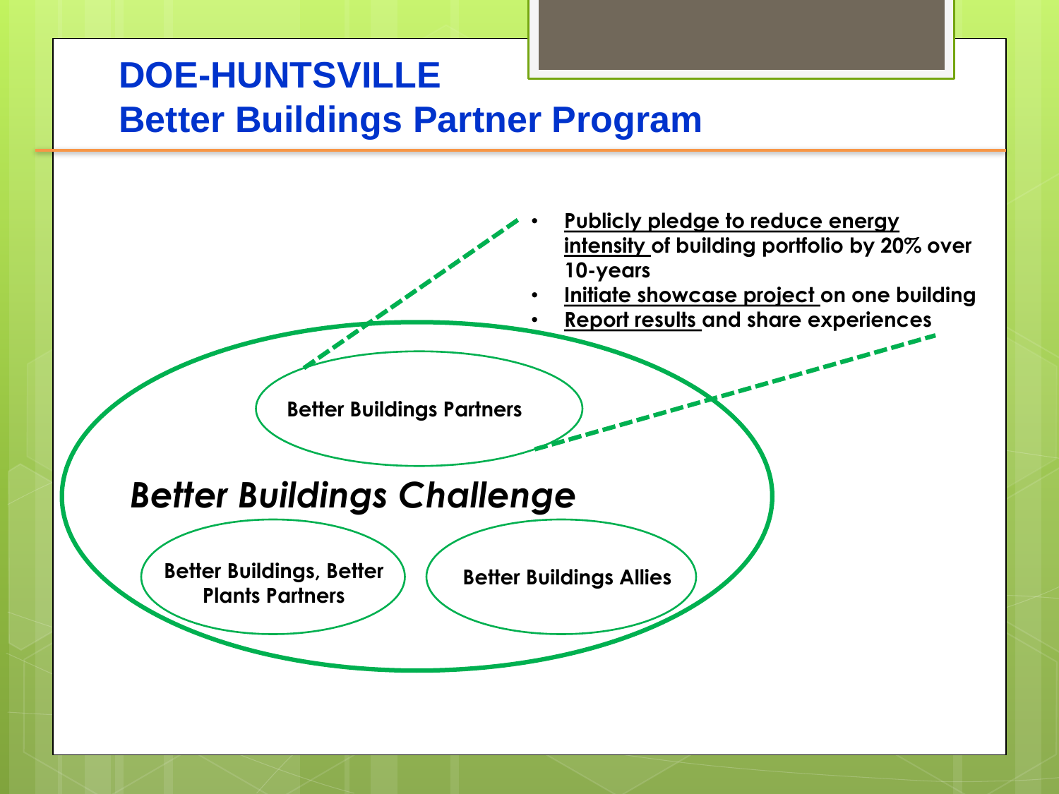# DOE-HUNTSVILLE
## Better Buildings Partner Program

- Publicly pledge to reduce energy intensity of building portfolio by 20% over 10-years
- Initiate showcase project on one building
- Report results and share experiences

Better Buildings Partners

*Better Buildings Challenge*

Better Buildings, Better Plants Partners

Better Buildings Allies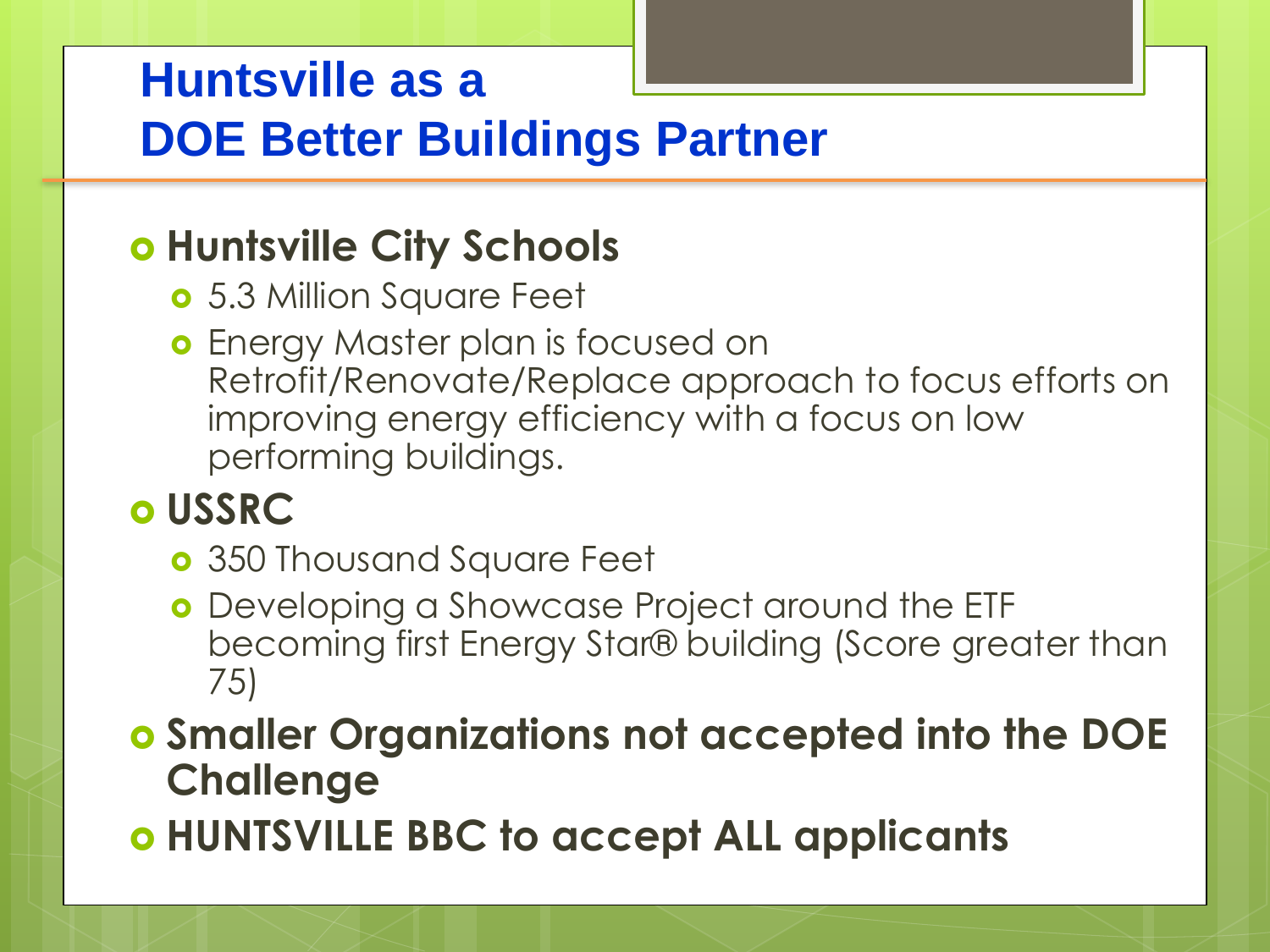# Huntsville as a DOE Better Buildings Partner

- **Huntsville City Schools**
  - 5.3 Million Square Feet
  - Energy Master plan is focused on Retrofit/Renovate/Replace approach to focus efforts on improving energy efficiency with a focus on low performing buildings.
- **USSRC**
  - 350 Thousand Square Feet
  - Developing a Showcase Project around the ETF becoming first Energy Star® building (Score greater than 75)
- **Smaller Organizations not accepted into the DOE Challenge**
- **HUNTSVILLE BBC to accept ALL applicants**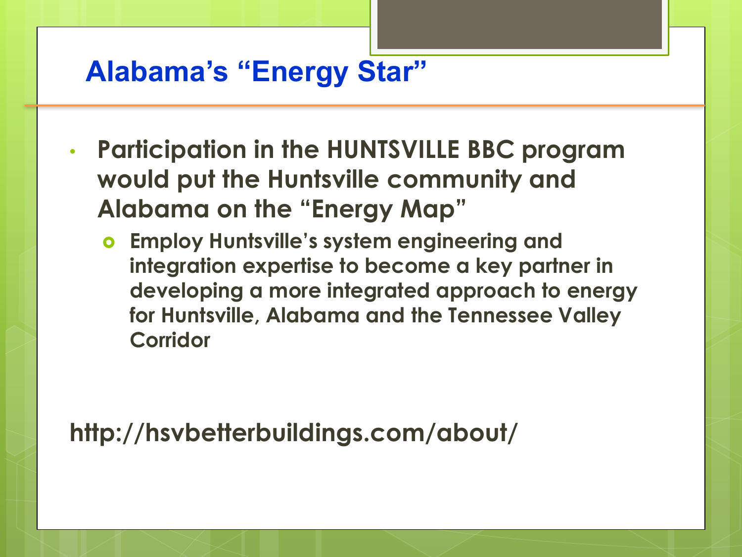# Alabama's "Energy Star"

- **Participation in the HUNTSVILLE BBC program would put the Huntsville community and Alabama on the "Energy Map"**
  - **Employ Huntsville's system engineering and integration expertise to become a key partner in developing a more integrated approach to energy for Huntsville, Alabama and the Tennessee Valley Corridor**

**http://hsvbetterbuildings.com/about/**